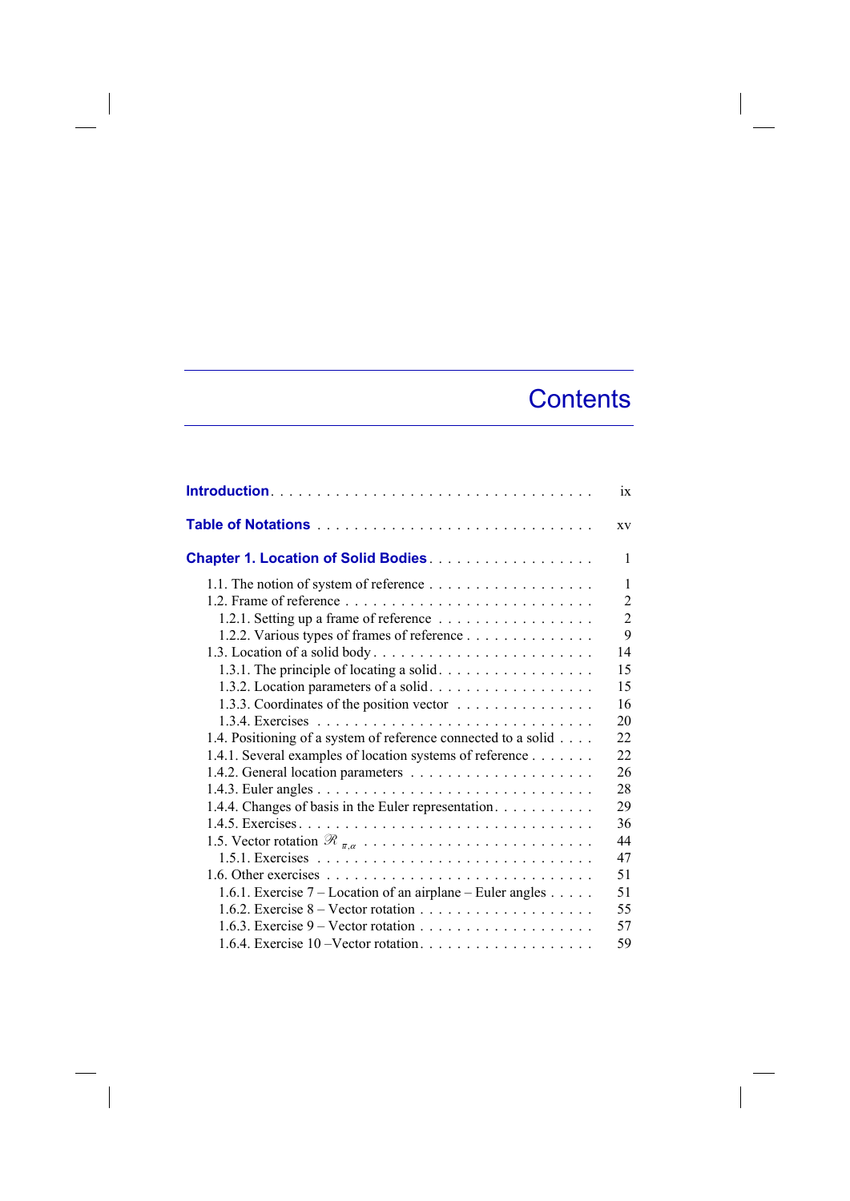# Contents

**Introduction** . . . . . . . . . . . . . . . . . . . . . . . . . . . . . . . . . . . ix

**Table of Notations** . . . . . . . . . . . . . . . . . . . . . . . . . . . . . . xv

**Chapter 1. Location of Solid Bodies** . . . . . . . . . . . . . . . . . . 1

1.1. The notion of system of reference . . . . . . . . . . . . . . . . . . 1
1.2. Frame of reference . . . . . . . . . . . . . . . . . . . . . . . . . . . 2
  1.2.1. Setting up a frame of reference . . . . . . . . . . . . . . . . . 2
  1.2.2. Various types of frames of reference . . . . . . . . . . . . . . 9
1.3. Location of a solid body . . . . . . . . . . . . . . . . . . . . . . . . 14
  1.3.1. The principle of locating a solid . . . . . . . . . . . . . . . . . 15
  1.3.2. Location parameters of a solid . . . . . . . . . . . . . . . . . . 15
  1.3.3. Coordinates of the position vector . . . . . . . . . . . . . . . 16
  1.3.4. Exercises . . . . . . . . . . . . . . . . . . . . . . . . . . . . . 20
1.4. Positioning of a system of reference connected to a solid . . . . 22
1.4.1. Several examples of location systems of reference . . . . . . . 22
1.4.2. General location parameters . . . . . . . . . . . . . . . . . . . . 26
1.4.3. Euler angles . . . . . . . . . . . . . . . . . . . . . . . . . . . . . 28
1.4.4. Changes of basis in the Euler representation . . . . . . . . . . . 29
1.4.5. Exercises . . . . . . . . . . . . . . . . . . . . . . . . . . . . . . 36
1.5. Vector rotation $\mathscr{R}_{\pi,\alpha}$ . . . . . . . . . . . . . . . . . . . . . . . . 44
  1.5.1. Exercises . . . . . . . . . . . . . . . . . . . . . . . . . . . . . 47
1.6. Other exercises . . . . . . . . . . . . . . . . . . . . . . . . . . . . 51
  1.6.1. Exercise 7 – Location of an airplane – Euler angles . . . . . 51
  1.6.2. Exercise 8 – Vector rotation . . . . . . . . . . . . . . . . . . . 55
  1.6.3. Exercise 9 – Vector rotation . . . . . . . . . . . . . . . . . . . 57
  1.6.4. Exercise 10 –Vector rotation . . . . . . . . . . . . . . . . . . . 59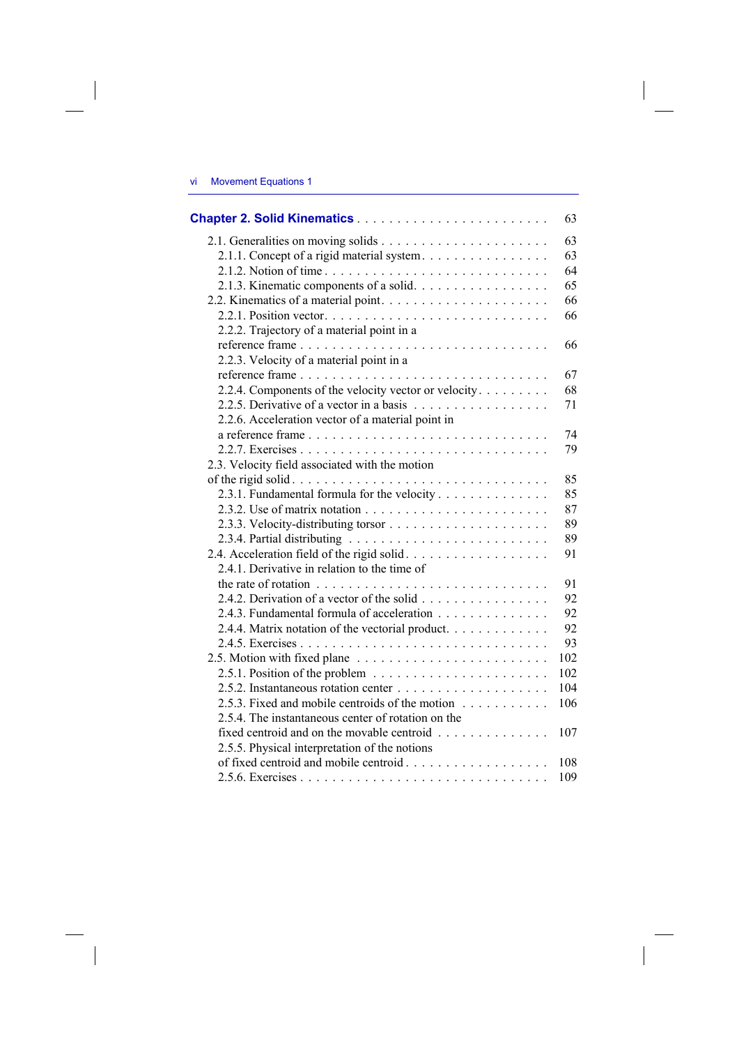| **Chapter 2. Solid Kinematics** | 63 |
|---|---|
| 2.1. Generalities on moving solids | 63 |
| 2.1.1. Concept of a rigid material system | 63 |
| 2.1.2. Notion of time | 64 |
| 2.1.3. Kinematic components of a solid | 65 |
| 2.2. Kinematics of a material point | 66 |
| 2.2.1. Position vector | 66 |
| 2.2.2. Trajectory of a material point in a reference frame | 66 |
| 2.2.3. Velocity of a material point in a reference frame | 67 |
| 2.2.4. Components of the velocity vector or velocity | 68 |
| 2.2.5. Derivative of a vector in a basis | 71 |
| 2.2.6. Acceleration vector of a material point in a reference frame | 74 |
| 2.2.7. Exercises | 79 |
| 2.3. Velocity field associated with the motion of the rigid solid | 85 |
| 2.3.1. Fundamental formula for the velocity | 85 |
| 2.3.2. Use of matrix notation | 87 |
| 2.3.3. Velocity-distributing torsor | 89 |
| 2.3.4. Partial distributing | 89 |
| 2.4. Acceleration field of the rigid solid | 91 |
| 2.4.1. Derivative in relation to the time of the rate of rotation | 91 |
| 2.4.2. Derivation of a vector of the solid | 92 |
| 2.4.3. Fundamental formula of acceleration | 92 |
| 2.4.4. Matrix notation of the vectorial product | 92 |
| 2.4.5. Exercises | 93 |
| 2.5. Motion with fixed plane | 102 |
| 2.5.1. Position of the problem | 102 |
| 2.5.2. Instantaneous rotation center | 104 |
| 2.5.3. Fixed and mobile centroids of the motion | 106 |
| 2.5.4. The instantaneous center of rotation on the fixed centroid and on the movable centroid | 107 |
| 2.5.5. Physical interpretation of the notions of fixed centroid and mobile centroid | 108 |
| 2.5.6. Exercises | 109 |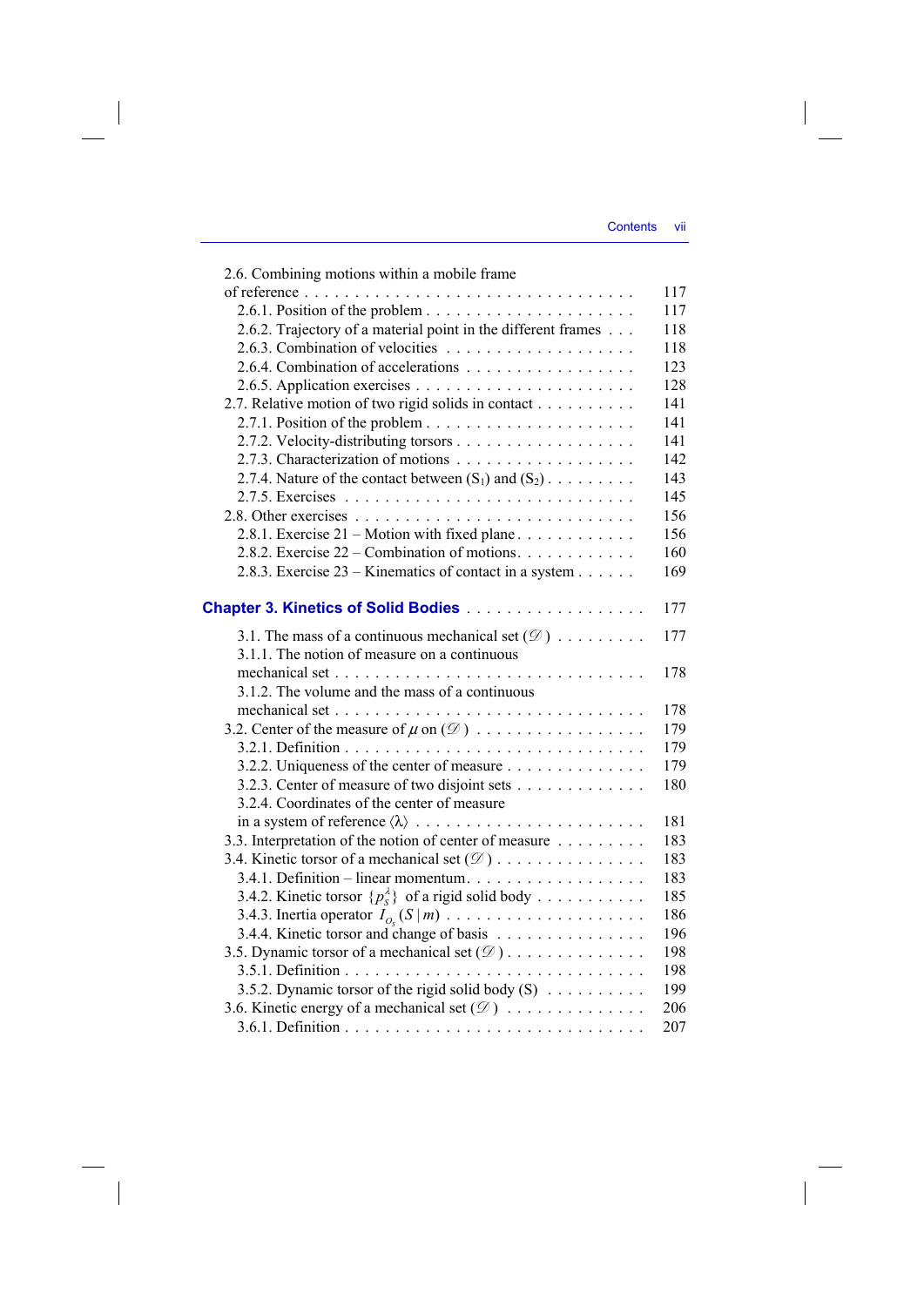2.6. Combining motions within a mobile frame of reference . . . . . . . . . . . . . . . . . . . . . . . . . . . . . . . . 117
- 2.6.1. Position of the problem . . . . . . . . . . . . . . . . . . . . . 117
- 2.6.2. Trajectory of a material point in the different frames . . . 118
- 2.6.3. Combination of velocities . . . . . . . . . . . . . . . . . . . 118
- 2.6.4. Combination of accelerations . . . . . . . . . . . . . . . . . 123
- 2.6.5. Application exercises . . . . . . . . . . . . . . . . . . . . . 128

2.7. Relative motion of two rigid solids in contact . . . . . . . . . . 141
- 2.7.1. Position of the problem . . . . . . . . . . . . . . . . . . . . . 141
- 2.7.2. Velocity-distributing torsors . . . . . . . . . . . . . . . . . . 141
- 2.7.3. Characterization of motions . . . . . . . . . . . . . . . . . . 142
- 2.7.4. Nature of the contact between ($S_1$) and ($S_2$) . . . . . . . . 143
- 2.7.5. Exercises . . . . . . . . . . . . . . . . . . . . . . . . . . . 145

2.8. Other exercises . . . . . . . . . . . . . . . . . . . . . . . . . . . 156
- 2.8.1. Exercise 21 – Motion with fixed plane . . . . . . . . . . . . 156
- 2.8.2. Exercise 22 – Combination of motions. . . . . . . . . . . . 160
- 2.8.3. Exercise 23 – Kinematics of contact in a system . . . . . . 169

## Chapter 3. Kinetics of Solid Bodies . . . . . . . . . . . . . . . . . . 177

3.1. The mass of a continuous mechanical set ($\mathscr{D}$) . . . . . . . . . 177
- 3.1.1. The notion of measure on a continuous mechanical set . . . . . . . . . . . . . . . . . . . . . . . . . . . . . . 178
- 3.1.2. The volume and the mass of a continuous mechanical set . . . . . . . . . . . . . . . . . . . . . . . . . . . . . . 178

3.2. Center of the measure of $\mu$ on ($\mathscr{D}$) . . . . . . . . . . . . . . . . 179
- 3.2.1. Definition . . . . . . . . . . . . . . . . . . . . . . . . . . . . 179
- 3.2.2. Uniqueness of the center of measure . . . . . . . . . . . . . . 179
- 3.2.3. Center of measure of two disjoint sets . . . . . . . . . . . . . 180
- 3.2.4. Coordinates of the center of measure in a system of reference ⟨λ⟩ . . . . . . . . . . . . . . . . . . . . . . . 181

3.3. Interpretation of the notion of center of measure . . . . . . . . . 183

3.4. Kinetic torsor of a mechanical set ($\mathscr{D}$) . . . . . . . . . . . . . . . 183
- 3.4.1. Definition – linear momentum. . . . . . . . . . . . . . . . . . 183
- 3.4.2. Kinetic torsor $\{p_S^\lambda\}$ of a rigid solid body . . . . . . . . . . . 185
- 3.4.3. Inertia operator $I_{O_S}(S\,|\,m)$ . . . . . . . . . . . . . . . . . . . . 186
- 3.4.4. Kinetic torsor and change of basis . . . . . . . . . . . . . . . 196

3.5. Dynamic torsor of a mechanical set ($\mathscr{D}$) . . . . . . . . . . . . . . 198
- 3.5.1. Definition . . . . . . . . . . . . . . . . . . . . . . . . . . . . 198
- 3.5.2. Dynamic torsor of the rigid solid body (S) . . . . . . . . . . 199

3.6. Kinetic energy of a mechanical set ($\mathscr{D}$) . . . . . . . . . . . . . . 206
- 3.6.1. Definition . . . . . . . . . . . . . . . . . . . . . . . . . . . . 207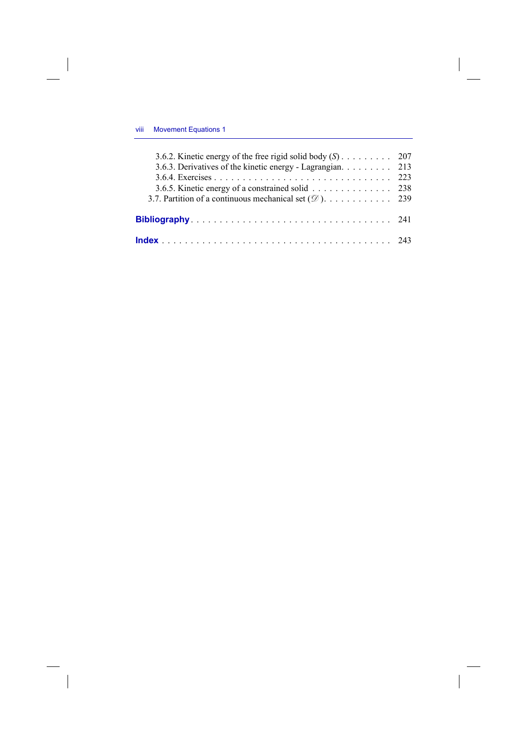3.6.2. Kinetic energy of the free rigid solid body $(S)$ . . . . . . . . . 207
3.6.3. Derivatives of the kinetic energy - Lagrangian. . . . . . . . . 213
3.6.4. Exercises . . . . . . . . . . . . . . . . . . . . . . . . . . . . . 223
3.6.5. Kinetic energy of a constrained solid . . . . . . . . . . . . . . 238
3.7. Partition of a continuous mechanical set $(\mathscr{D})$. . . . . . . . . . . 239

**Bibliography** . . . . . . . . . . . . . . . . . . . . . . . . . . . . . . . . . 241

**Index** . . . . . . . . . . . . . . . . . . . . . . . . . . . . . . . . . . . . 243